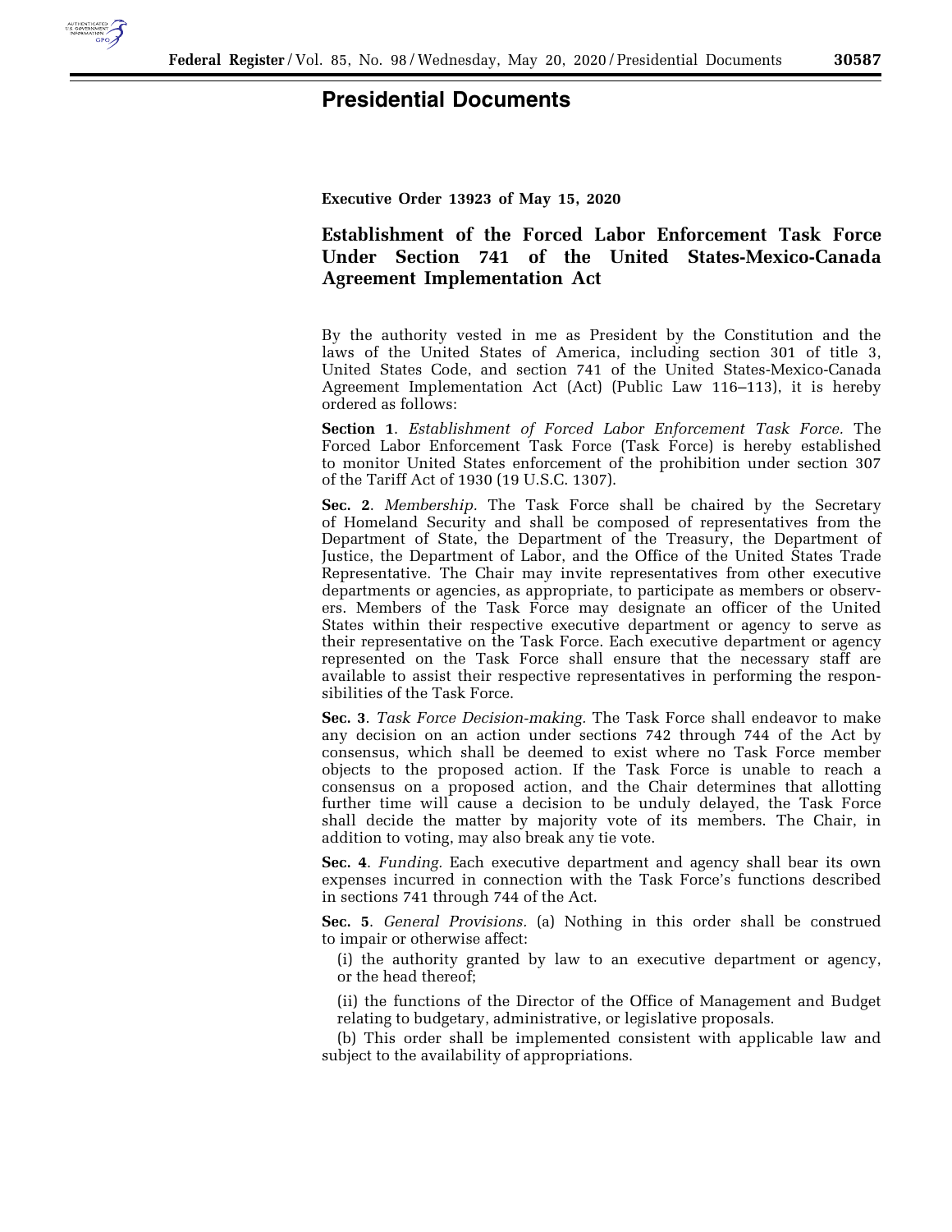# Presidential Documents

**Executive Order 13923 of May 15, 2020**

## Establishment of the Forced Labor Enforcement Task Force Under Section 741 of the United States-Mexico-Canada Agreement Implementation Act

By the authority vested in me as President by the Constitution and the laws of the United States of America, including section 301 of title 3, United States Code, and section 741 of the United States-Mexico-Canada Agreement Implementation Act (Act) (Public Law 116–113), it is hereby ordered as follows:

**Section 1**. *Establishment of Forced Labor Enforcement Task Force.* The Forced Labor Enforcement Task Force (Task Force) is hereby established to monitor United States enforcement of the prohibition under section 307 of the Tariff Act of 1930 (19 U.S.C. 1307).

**Sec. 2**. *Membership.* The Task Force shall be chaired by the Secretary of Homeland Security and shall be composed of representatives from the Department of State, the Department of the Treasury, the Department of Justice, the Department of Labor, and the Office of the United States Trade Representative. The Chair may invite representatives from other executive departments or agencies, as appropriate, to participate as members or observers. Members of the Task Force may designate an officer of the United States within their respective executive department or agency to serve as their representative on the Task Force. Each executive department or agency represented on the Task Force shall ensure that the necessary staff are available to assist their respective representatives in performing the responsibilities of the Task Force.

**Sec. 3**. *Task Force Decision-making.* The Task Force shall endeavor to make any decision on an action under sections 742 through 744 of the Act by consensus, which shall be deemed to exist where no Task Force member objects to the proposed action. If the Task Force is unable to reach a consensus on a proposed action, and the Chair determines that allotting further time will cause a decision to be unduly delayed, the Task Force shall decide the matter by majority vote of its members. The Chair, in addition to voting, may also break any tie vote.

**Sec. 4**. *Funding.* Each executive department and agency shall bear its own expenses incurred in connection with the Task Force's functions described in sections 741 through 744 of the Act.

**Sec. 5**. *General Provisions.* (a) Nothing in this order shall be construed to impair or otherwise affect:

(i) the authority granted by law to an executive department or agency, or the head thereof;

(ii) the functions of the Director of the Office of Management and Budget relating to budgetary, administrative, or legislative proposals.

(b) This order shall be implemented consistent with applicable law and subject to the availability of appropriations.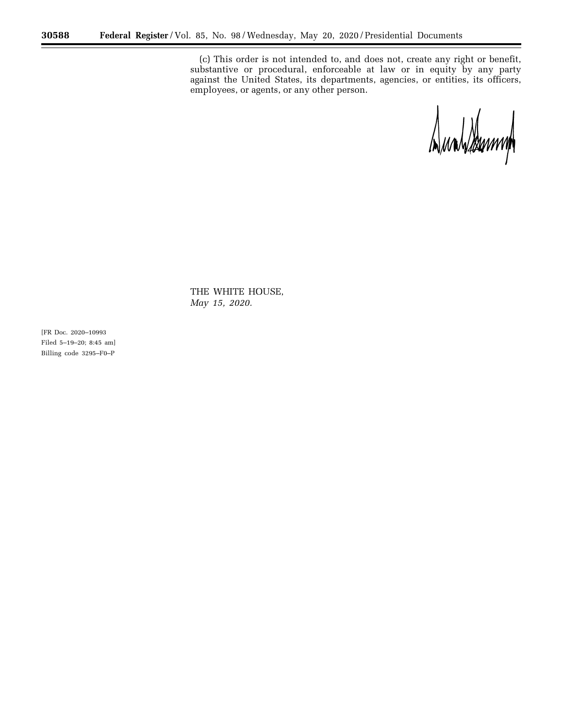(c) This order is not intended to, and does not, create any right or benefit, substantive or procedural, enforceable at law or in equity by any party against the United States, its departments, agencies, or entities, its officers, employees, or agents, or any other person.

THE WHITE HOUSE,
*May 15, 2020.*

[FR Doc. 2020–10993
Filed 5–19–20; 8:45 am]
Billing code 3295–F0–P